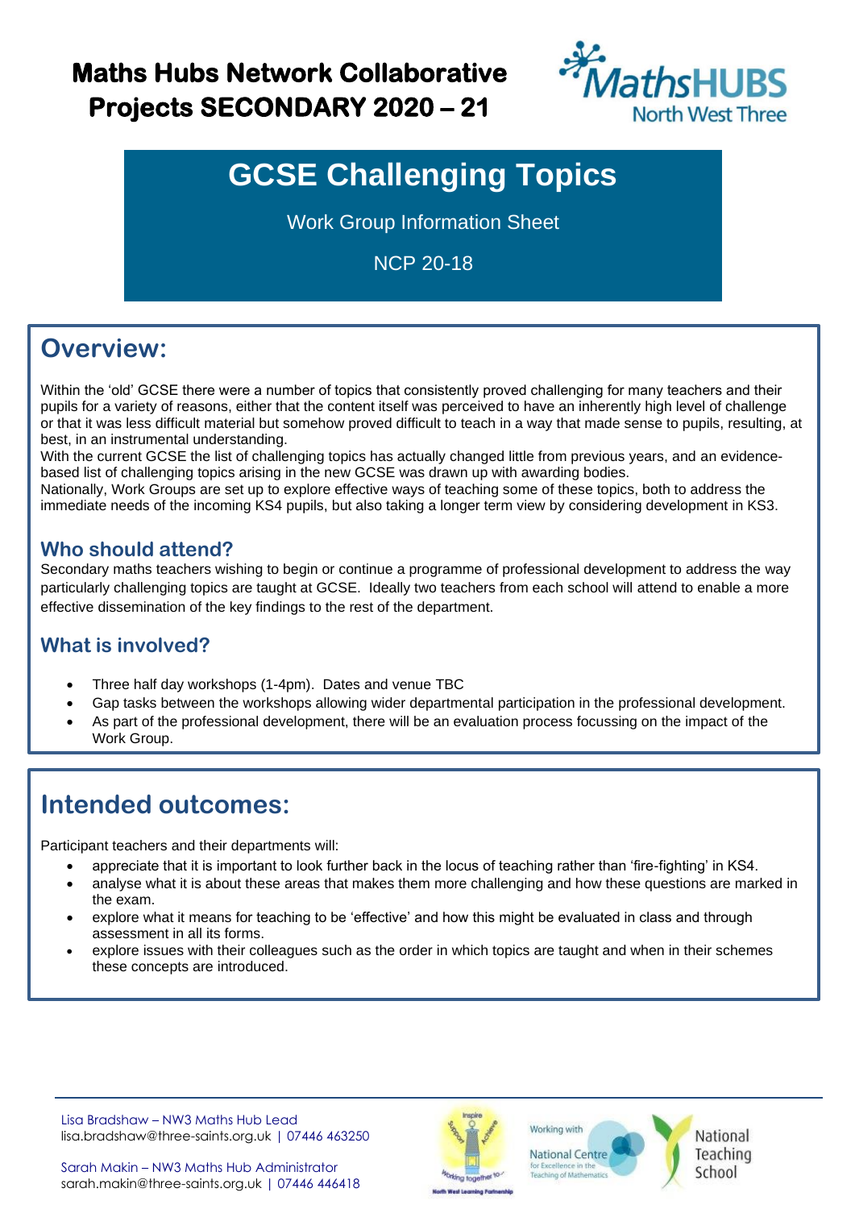# Maths Hubs Network Collaborative Projects SECONDARY 2020 – 21

MathsHUBS North West Three

## GCSE Challenging Topics

Work Group Information Sheet

NCP 20-18

## Overview:

Within the 'old' GCSE there were a number of topics that consistently proved challenging for many teachers and their pupils for a variety of reasons, either that the content itself was perceived to have an inherently high level of challenge or that it was less difficult material but somehow proved difficult to teach in a way that made sense to pupils, resulting, at best, in an instrumental understanding.

With the current GCSE the list of challenging topics has actually changed little from previous years, and an evidence-based list of challenging topics arising in the new GCSE was drawn up with awarding bodies.

Nationally, Work Groups are set up to explore effective ways of teaching some of these topics, both to address the immediate needs of the incoming KS4 pupils, but also taking a longer term view by considering development in KS3.

### Who should attend?

Secondary maths teachers wishing to begin or continue a programme of professional development to address the way particularly challenging topics are taught at GCSE. Ideally two teachers from each school will attend to enable a more effective dissemination of the key findings to the rest of the department.

### What is involved?

- Three half day workshops (1-4pm). Dates and venue TBC
- Gap tasks between the workshops allowing wider departmental participation in the professional development.
- As part of the professional development, there will be an evaluation process focussing on the impact of the Work Group.

## Intended outcomes:

Participant teachers and their departments will:

- appreciate that it is important to look further back in the locus of teaching rather than 'fire-fighting' in KS4.
- analyse what it is about these areas that makes them more challenging and how these questions are marked in the exam.
- explore what it means for teaching to be 'effective' and how this might be evaluated in class and through assessment in all its forms.
- explore issues with their colleagues such as the order in which topics are taught and when in their schemes these concepts are introduced.

Lisa Bradshaw – NW3 Maths Hub Lead
lisa.bradshaw@three-saints.org.uk | 07446 463250

Sarah Makin – NW3 Maths Hub Administrator
sarah.makin@three-saints.org.uk | 07446 446418

Working with National Centre for Excellence in the Teaching of Mathematics

National Teaching School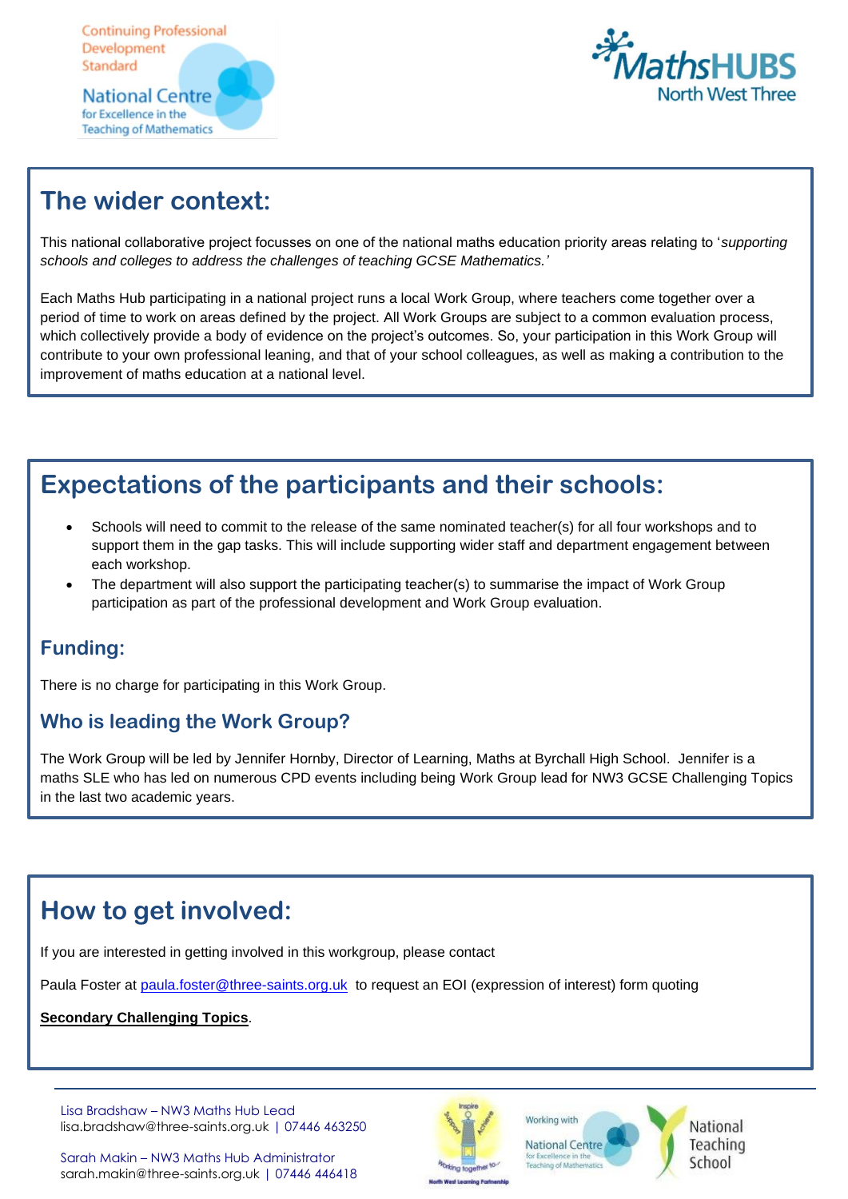## The wider context:

This national collaborative project focusses on one of the national maths education priority areas relating to '*supporting schools and colleges to address the challenges of teaching GCSE Mathematics.'*

Each Maths Hub participating in a national project runs a local Work Group, where teachers come together over a period of time to work on areas defined by the project. All Work Groups are subject to a common evaluation process, which collectively provide a body of evidence on the project's outcomes. So, your participation in this Work Group will contribute to your own professional leaning, and that of your school colleagues, as well as making a contribution to the improvement of maths education at a national level.

## Expectations of the participants and their schools:

- Schools will need to commit to the release of the same nominated teacher(s) for all four workshops and to support them in the gap tasks. This will include supporting wider staff and department engagement between each workshop.
- The department will also support the participating teacher(s) to summarise the impact of Work Group participation as part of the professional development and Work Group evaluation.

### Funding:

There is no charge for participating in this Work Group.

### Who is leading the Work Group?

The Work Group will be led by Jennifer Hornby, Director of Learning, Maths at Byrchall High School. Jennifer is a maths SLE who has led on numerous CPD events including being Work Group lead for NW3 GCSE Challenging Topics in the last two academic years.

## How to get involved:

If you are interested in getting involved in this workgroup, please contact

Paula Foster at paula.foster@three-saints.org.uk to request an EOI (expression of interest) form quoting

**Secondary Challenging Topics**.

Lisa Bradshaw – NW3 Maths Hub Lead
lisa.bradshaw@three-saints.org.uk | 07446 463250

Sarah Makin – NW3 Maths Hub Administrator
sarah.makin@three-saints.org.uk | 07446 446418